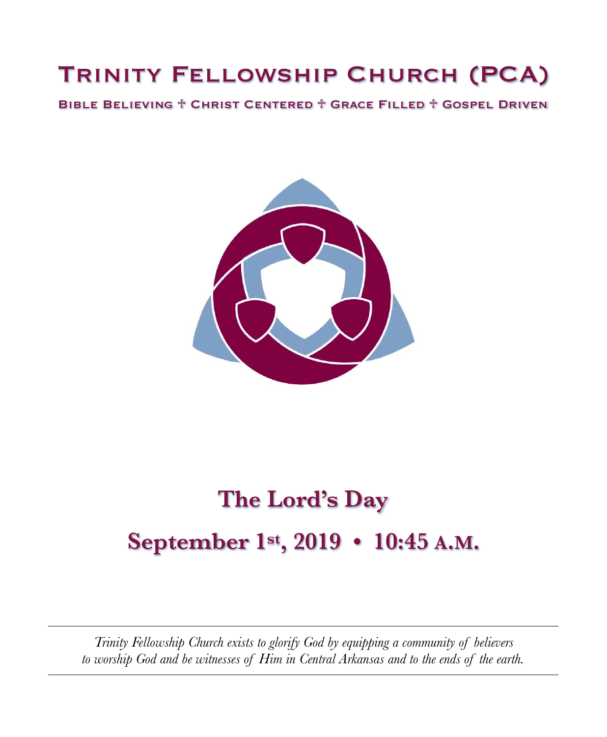# Trinity Fellowship Church (PCA)

**Bible Believing ☦ Christ Centered ☦ Grace Filled ☦ Gospel Driven**

## The Lord's Day

## September 1st, 2019 • 10:45 A.M.

---

*Trinity Fellowship Church exists to glorify God by equipping a community of believers to worship God and be witnesses of Him in Central Arkansas and to the ends of the earth.*

---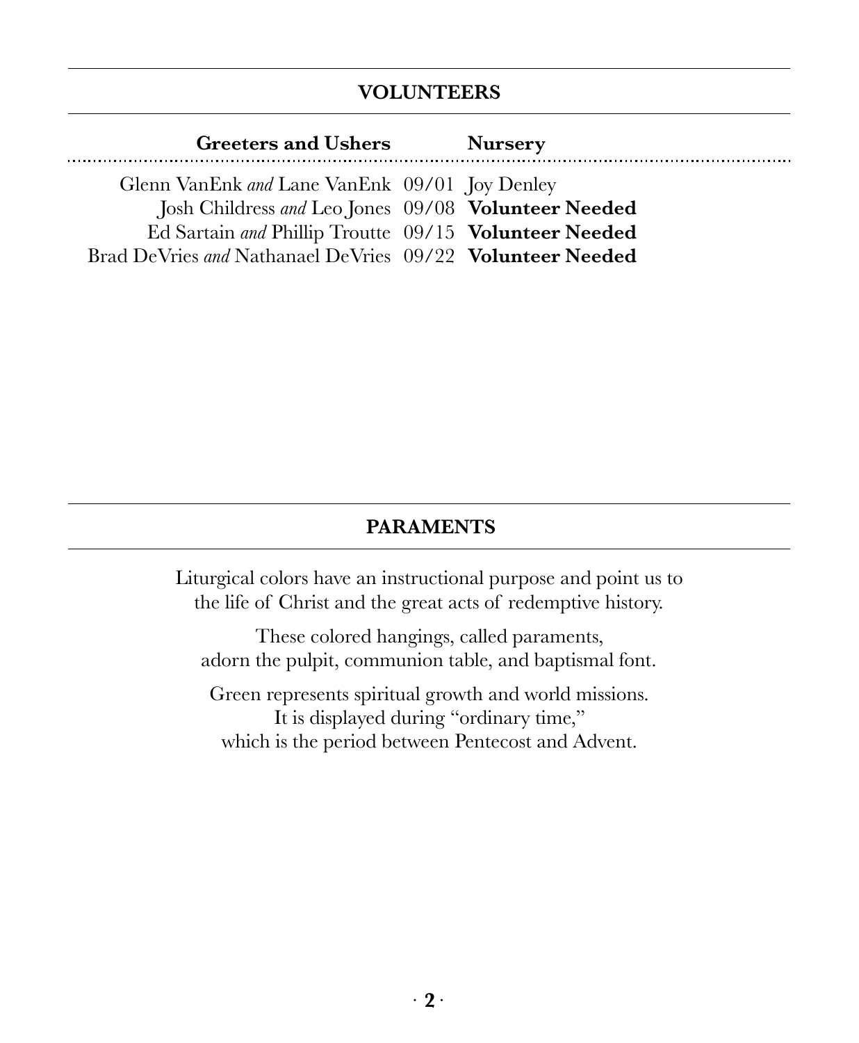## VOLUNTEERS

| Greeters and Ushers | | Nursery |
|---|---|---|
| Glenn VanEnk *and* Lane VanEnk | 09/01 | Joy Denley |
| Josh Childress *and* Leo Jones | 09/08 | **Volunteer Needed** |
| Ed Sartain *and* Phillip Troutte | 09/15 | **Volunteer Needed** |
| Brad DeVries *and* Nathanael DeVries | 09/22 | **Volunteer Needed** |

## PARAMENTS

Liturgical colors have an instructional purpose and point us to the life of Christ and the great acts of redemptive history.

These colored hangings, called paraments, adorn the pulpit, communion table, and baptismal font.

Green represents spiritual growth and world missions. It is displayed during "ordinary time," which is the period between Pentecost and Advent.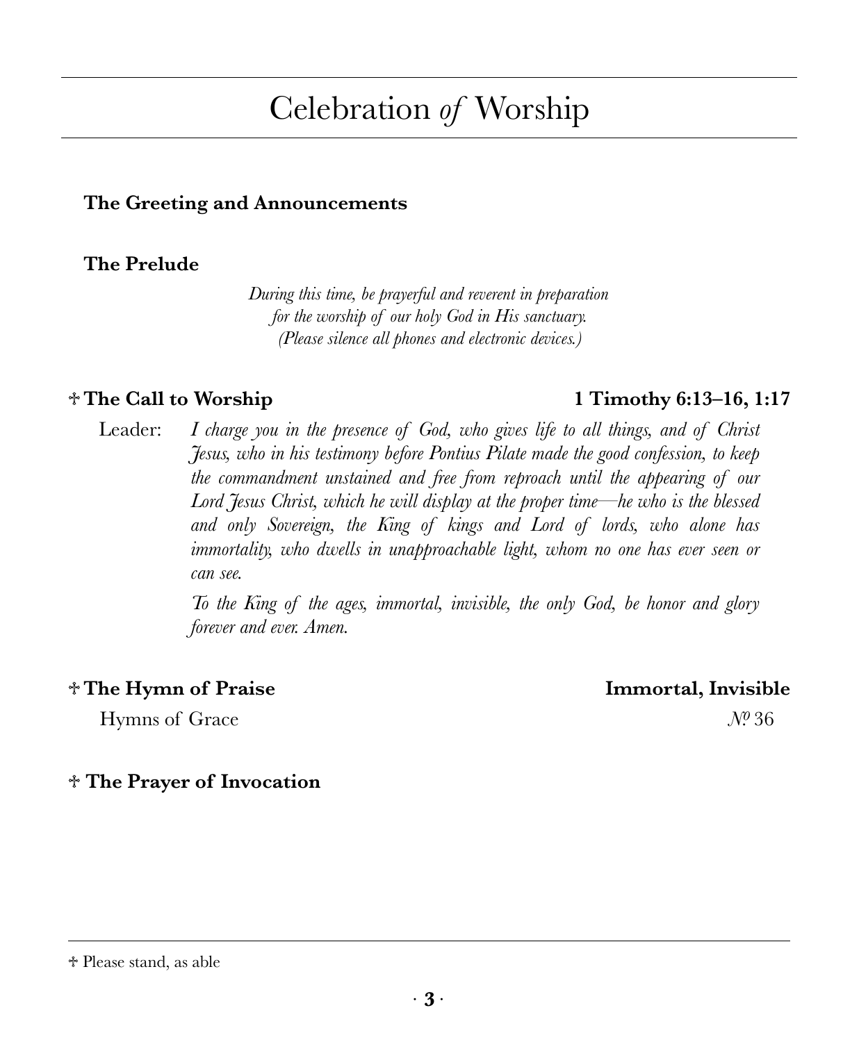# Celebration *of* Worship

**The Greeting and Announcements**

**The Prelude**

*During this time, be prayerful and reverent in preparation for the worship of our holy God in His sanctuary. (Please silence all phones and electronic devices.)*

**☩ The Call to Worship** — **1 Timothy 6:13–16, 1:17**

Leader: *I charge you in the presence of God, who gives life to all things, and of Christ Jesus, who in his testimony before Pontius Pilate made the good confession, to keep the commandment unstained and free from reproach until the appearing of our Lord Jesus Christ, which he will display at the proper time—he who is the blessed and only Sovereign, the King of kings and Lord of lords, who alone has immortality, who dwells in unapproachable light, whom no one has ever seen or can see.*

*To the King of the ages, immortal, invisible, the only God, be honor and glory forever and ever. Amen.*

**☩ The Hymn of Praise** — **Immortal, Invisible**

Hymns of Grace — №36

**☩ The Prayer of Invocation**

☩ Please stand, as able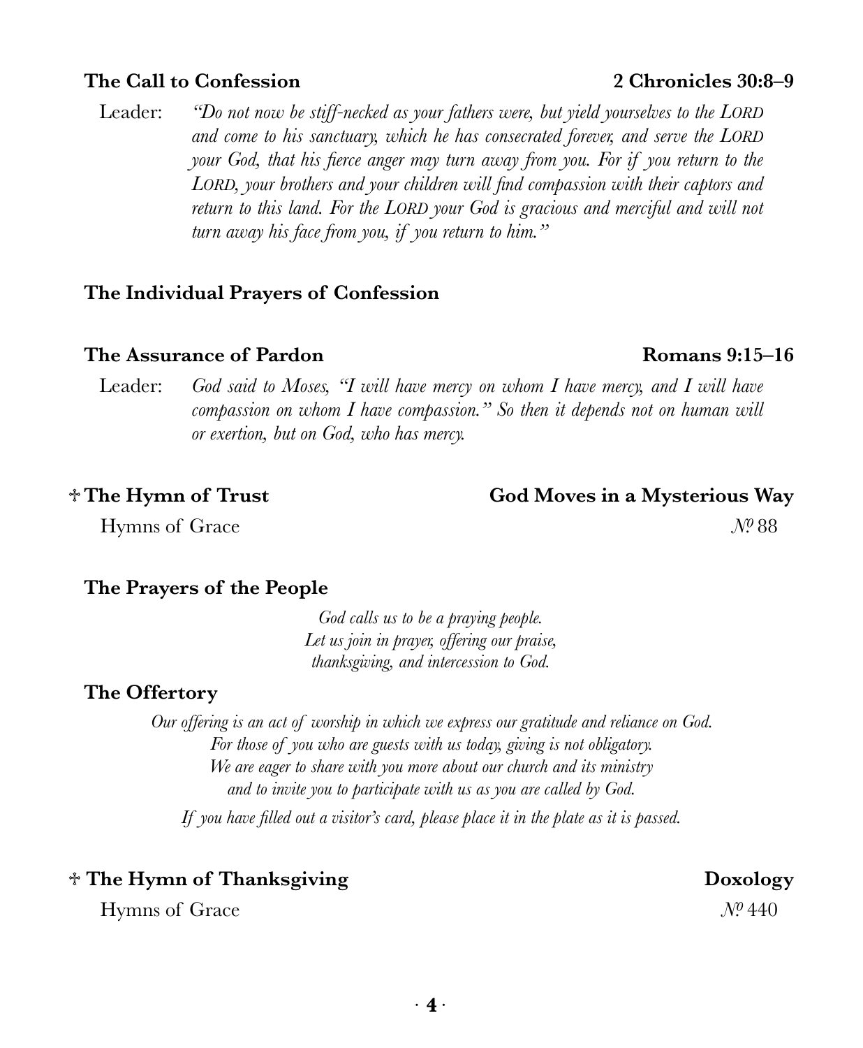**The Call to Confession** **2 Chronicles 30:8–9**

Leader: *"Do not now be stiff-necked as your fathers were, but yield yourselves to the LORD and come to his sanctuary, which he has consecrated forever, and serve the LORD your God, that his fierce anger may turn away from you. For if you return to the LORD, your brothers and your children will find compassion with their captors and return to this land. For the LORD your God is gracious and merciful and will not turn away his face from you, if you return to him."*

**The Individual Prayers of Confession**

**The Assurance of Pardon** **Romans 9:15–16**

Leader: *God said to Moses, "I will have mercy on whom I have mercy, and I will have compassion on whom I have compassion." So then it depends not on human will or exertion, but on God, who has mercy.*

✝ **The Hymn of Trust** **God Moves in a Mysterious Way**

Hymns of Grace № 88

**The Prayers of the People**

*God calls us to be a praying people.*
*Let us join in prayer, offering our praise,*
*thanksgiving, and intercession to God.*

**The Offertory**

*Our offering is an act of worship in which we express our gratitude and reliance on God.*
*For those of you who are guests with us today, giving is not obligatory.*
*We are eager to share with you more about our church and its ministry*
*and to invite you to participate with us as you are called by God.*

*If you have filled out a visitor's card, please place it in the plate as it is passed.*

✝ **The Hymn of Thanksgiving** **Doxology**

Hymns of Grace № 440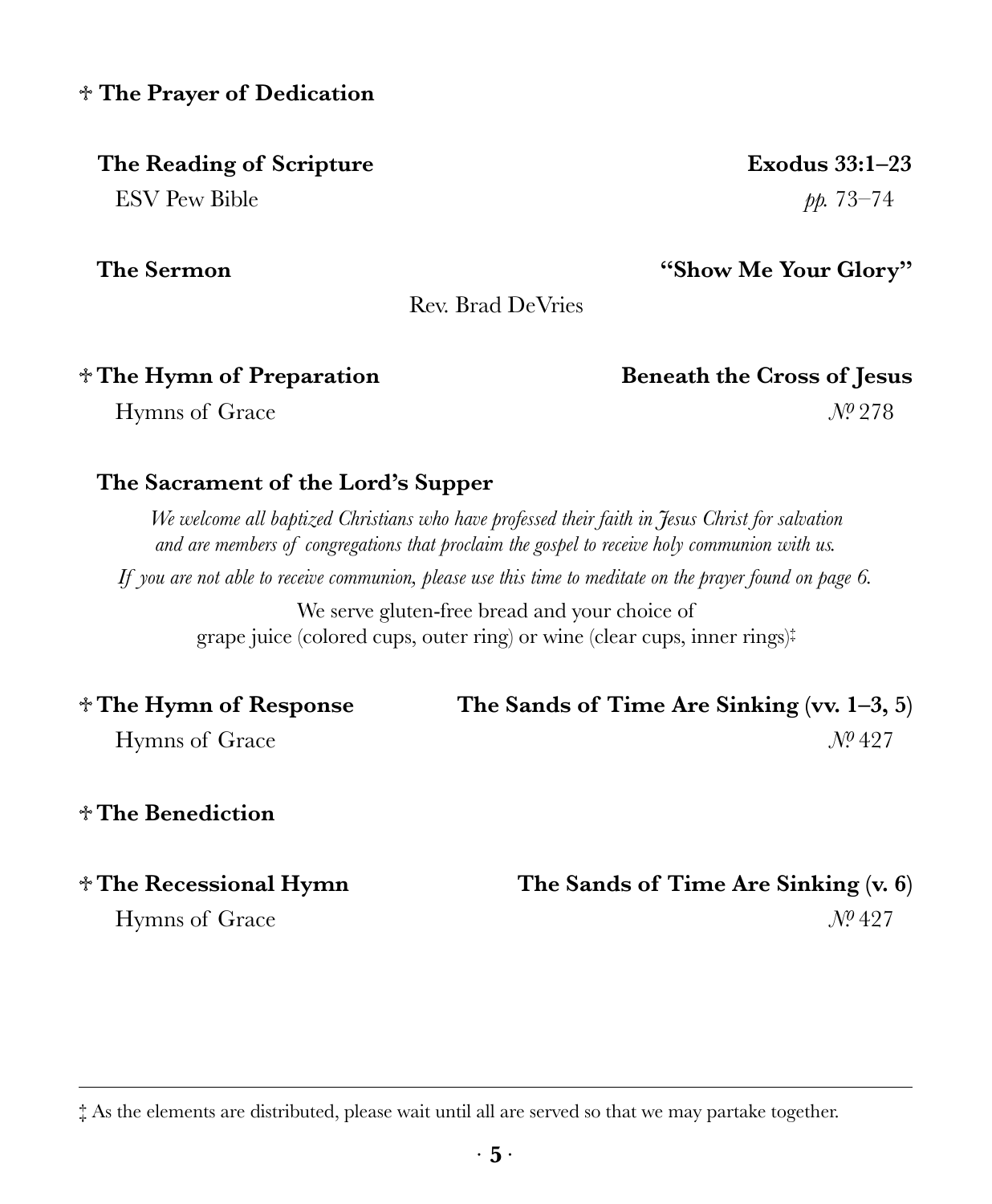**☩ The Prayer of Dedication**

**The Reading of Scripture** — **Exodus 33:1–23**
ESV Pew Bible — *pp.* 73–74

**The Sermon** — **"Show Me Your Glory"**
Rev. Brad DeVries

**☩ The Hymn of Preparation** — **Beneath the Cross of Jesus**
Hymns of Grace — №. 278

**The Sacrament of the Lord's Supper**

*We welcome all baptized Christians who have professed their faith in Jesus Christ for salvation and are members of congregations that proclaim the gospel to receive holy communion with us.*

*If you are not able to receive communion, please use this time to meditate on the prayer found on page 6.*

We serve gluten-free bread and your choice of grape juice (colored cups, outer ring) or wine (clear cups, inner rings)‡

**☩ The Hymn of Response** — **The Sands of Time Are Sinking (vv. 1–3, 5)**
Hymns of Grace — №. 427

**☩ The Benediction**

**☩ The Recessional Hymn** — **The Sands of Time Are Sinking (v. 6)**
Hymns of Grace — №. 427

---

‡ As the elements are distributed, please wait until all are served so that we may partake together.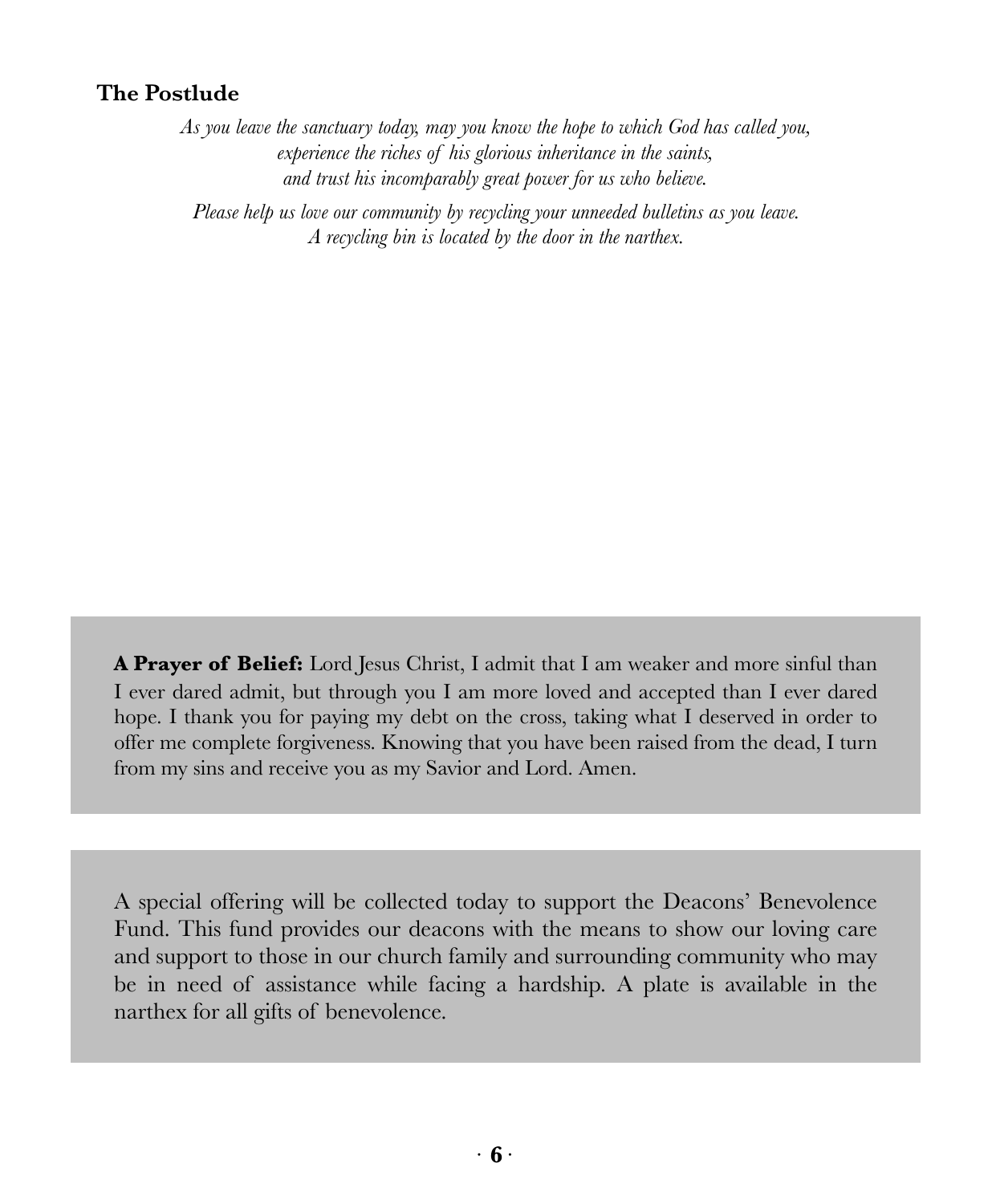## The Postlude

*As you leave the sanctuary today, may you know the hope to which God has called you,*
*experience the riches of his glorious inheritance in the saints,*
*and trust his incomparably great power for us who believe.*

*Please help us love our community by recycling your unneeded bulletins as you leave.*
*A recycling bin is located by the door in the narthex.*

**A Prayer of Belief:** Lord Jesus Christ, I admit that I am weaker and more sinful than I ever dared admit, but through you I am more loved and accepted than I ever dared hope. I thank you for paying my debt on the cross, taking what I deserved in order to offer me complete forgiveness. Knowing that you have been raised from the dead, I turn from my sins and receive you as my Savior and Lord. Amen.

A special offering will be collected today to support the Deacons' Benevolence Fund. This fund provides our deacons with the means to show our loving care and support to those in our church family and surrounding community who may be in need of assistance while facing a hardship. A plate is available in the narthex for all gifts of benevolence.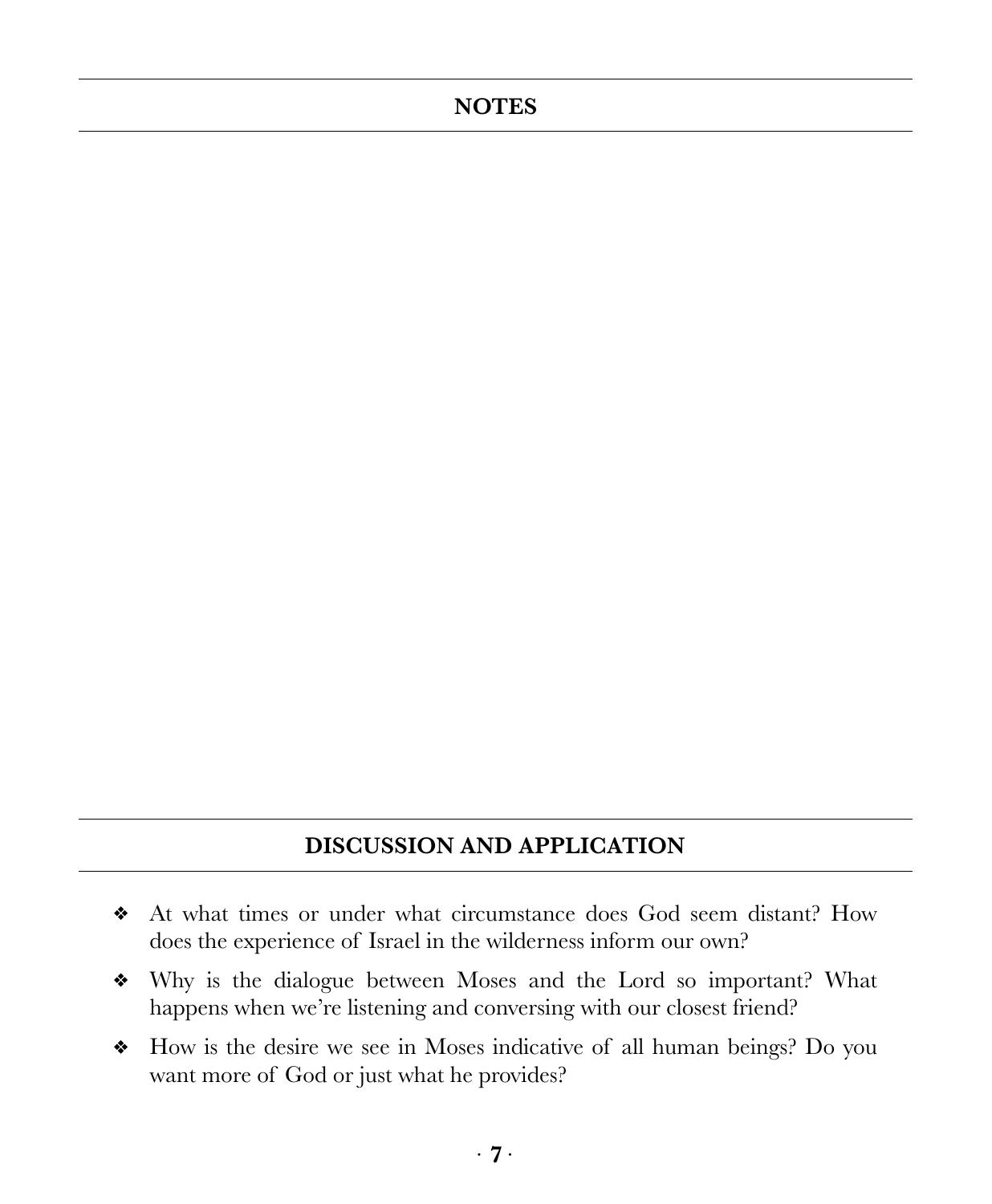## NOTES

## DISCUSSION AND APPLICATION

- At what times or under what circumstance does God seem distant? How does the experience of Israel in the wilderness inform our own?
- Why is the dialogue between Moses and the Lord so important? What happens when we're listening and conversing with our closest friend?
- How is the desire we see in Moses indicative of all human beings? Do you want more of God or just what he provides?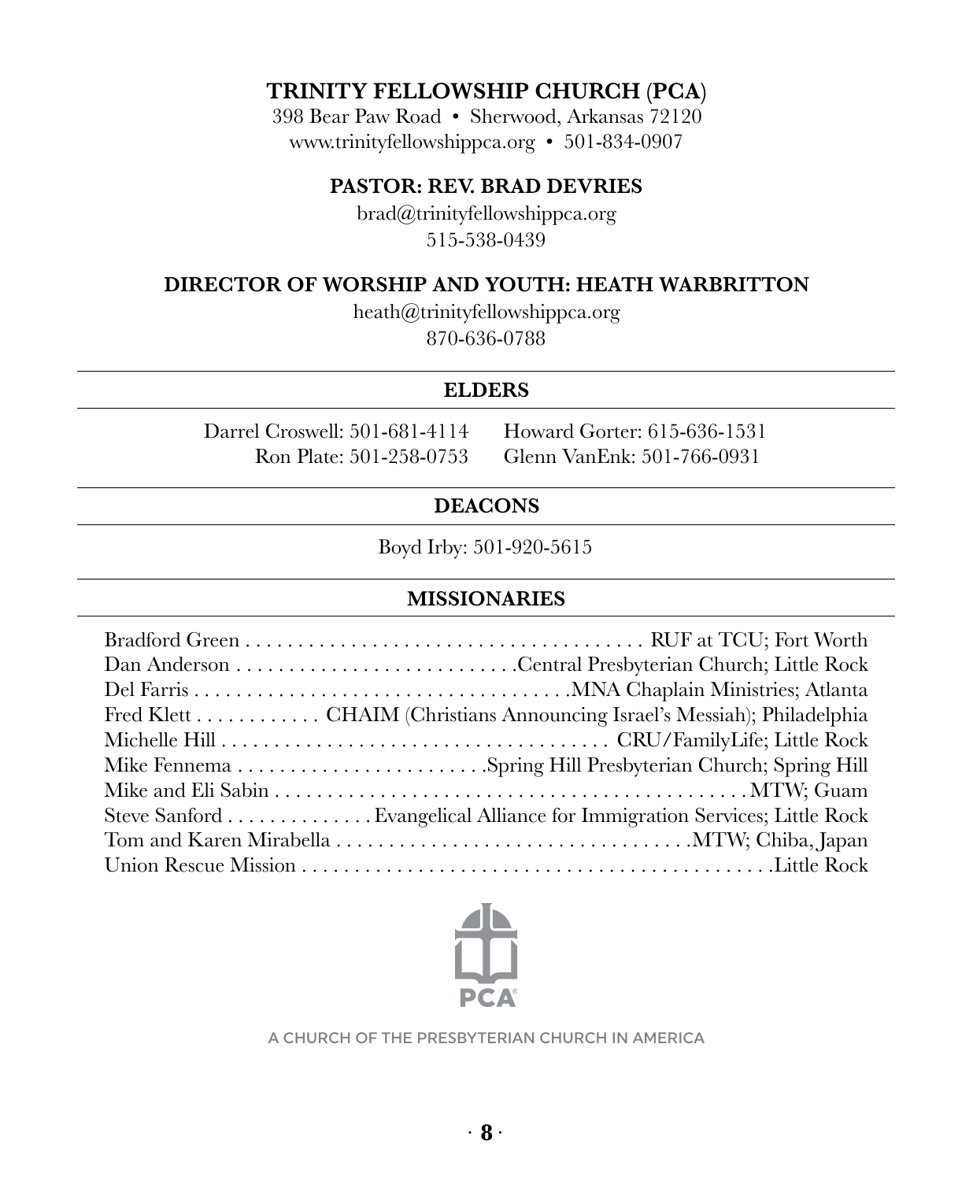## TRINITY FELLOWSHIP CHURCH (PCA)

398 Bear Paw Road • Sherwood, Arkansas 72120
www.trinityfellowshippca.org • 501-834-0907

### PASTOR: REV. BRAD DEVRIES

brad@trinityfellowshippca.org
515-538-0439

### DIRECTOR OF WORSHIP AND YOUTH: HEATH WARBRITTON

heath@trinityfellowshippca.org
870-636-0788

### ELDERS

Darrel Croswell: 501-681-4114
Howard Gorter: 615-636-1531
Ron Plate: 501-258-0753
Glenn VanEnk: 501-766-0931

### DEACONS

Boyd Irby: 501-920-5615

### MISSIONARIES

Bradford Green . . . . . . . . . . . . . . . . . . . . . . . . . . . . . . . . . . . . . . RUF at TCU; Fort Worth
Dan Anderson . . . . . . . . . . . . . . . . . . . . . . . . . . .Central Presbyterian Church; Little Rock
Del Farris . . . . . . . . . . . . . . . . . . . . . . . . . . . . . . . . . . .MNA Chaplain Ministries; Atlanta
Fred Klett . . . . . . . . . . . . CHAIM (Christians Announcing Israel's Messiah); Philadelphia
Michelle Hill . . . . . . . . . . . . . . . . . . . . . . . . . . . . . . . . . . . . . CRU/FamilyLife; Little Rock
Mike Fennema . . . . . . . . . . . . . . . . . . . . . . . .Spring Hill Presbyterian Church; Spring Hill
Mike and Eli Sabin . . . . . . . . . . . . . . . . . . . . . . . . . . . . . . . . . . . . . . . . . . . . . .MTW; Guam
Steve Sanford . . . . . . . . . . . . . . Evangelical Alliance for Immigration Services; Little Rock
Tom and Karen Mirabella . . . . . . . . . . . . . . . . . . . . . . . . . . . . . . . . .MTW; Chiba, Japan
Union Rescue Mission . . . . . . . . . . . . . . . . . . . . . . . . . . . . . . . . . . . . . . . . . . . . .Little Rock

PCA

A CHURCH OF THE PRESBYTERIAN CHURCH IN AMERICA